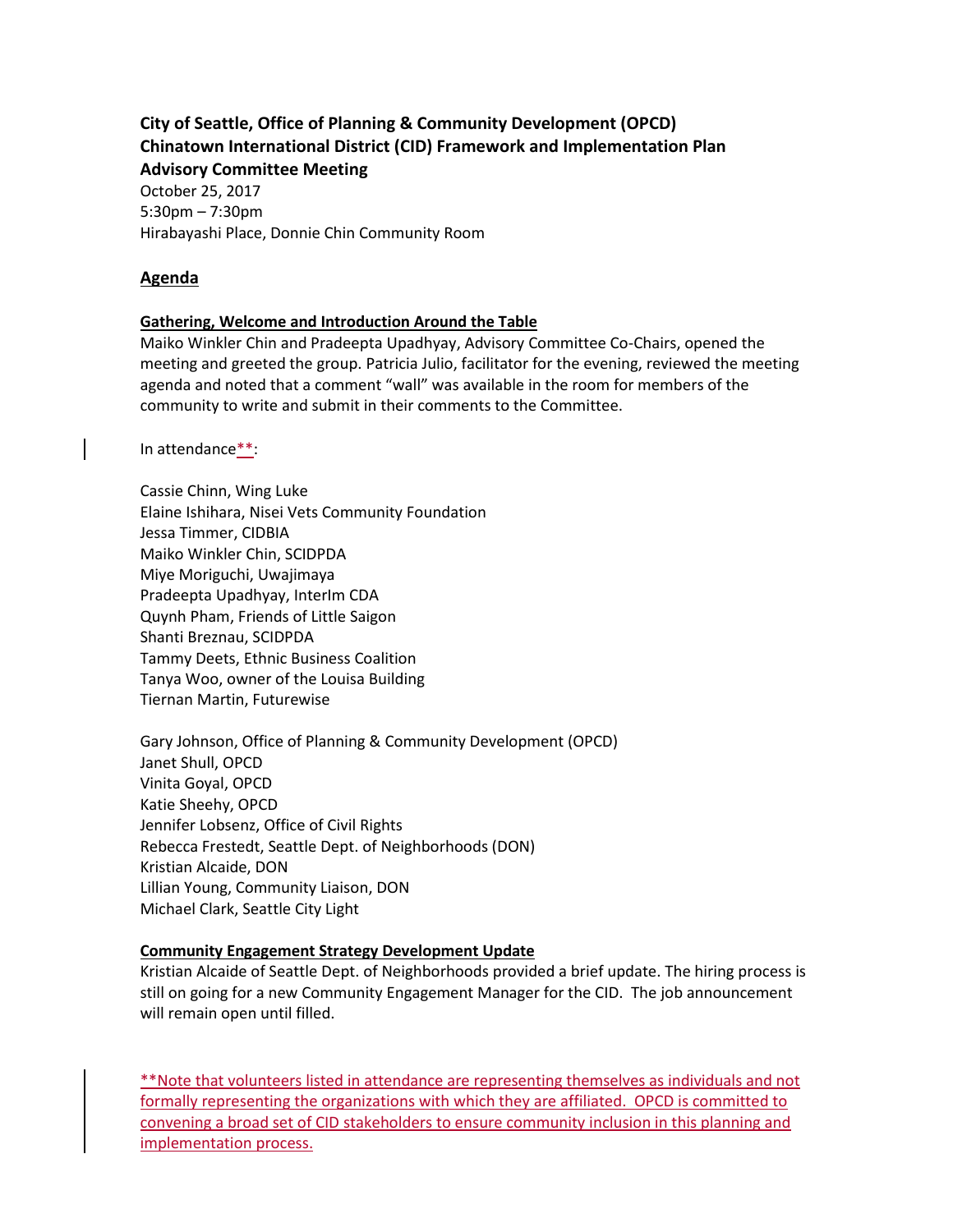**City of Seattle, Office of Planning & Community Development (OPCD)**
**Chinatown International District (CID) Framework and Implementation Plan**
**Advisory Committee Meeting**

October 25, 2017
5:30pm – 7:30pm
Hirabayashi Place, Donnie Chin Community Room

## Agenda

### Gathering, Welcome and Introduction Around the Table

Maiko Winkler Chin and Pradeepta Upadhyay, Advisory Committee Co-Chairs, opened the meeting and greeted the group. Patricia Julio, facilitator for the evening, reviewed the meeting agenda and noted that a comment "wall" was available in the room for members of the community to write and submit in their comments to the Committee.

In attendance**:

Cassie Chinn, Wing Luke
Elaine Ishihara, Nisei Vets Community Foundation
Jessa Timmer, CIDBIA
Maiko Winkler Chin, SCIDPDA
Miye Moriguchi, Uwajimaya
Pradeepta Upadhyay, InterIm CDA
Quynh Pham, Friends of Little Saigon
Shanti Breznau, SCIDPDA
Tammy Deets, Ethnic Business Coalition
Tanya Woo, owner of the Louisa Building
Tiernan Martin, Futurewise

Gary Johnson, Office of Planning & Community Development (OPCD)
Janet Shull, OPCD
Vinita Goyal, OPCD
Katie Sheehy, OPCD
Jennifer Lobsenz, Office of Civil Rights
Rebecca Frestedt, Seattle Dept. of Neighborhoods (DON)
Kristian Alcaide, DON
Lillian Young, Community Liaison, DON
Michael Clark, Seattle City Light

### Community Engagement Strategy Development Update

Kristian Alcaide of Seattle Dept. of Neighborhoods provided a brief update. The hiring process is still on going for a new Community Engagement Manager for the CID. The job announcement will remain open until filled.

**Note that volunteers listed in attendance are representing themselves as individuals and not formally representing the organizations with which they are affiliated. OPCD is committed to convening a broad set of CID stakeholders to ensure community inclusion in this planning and implementation process.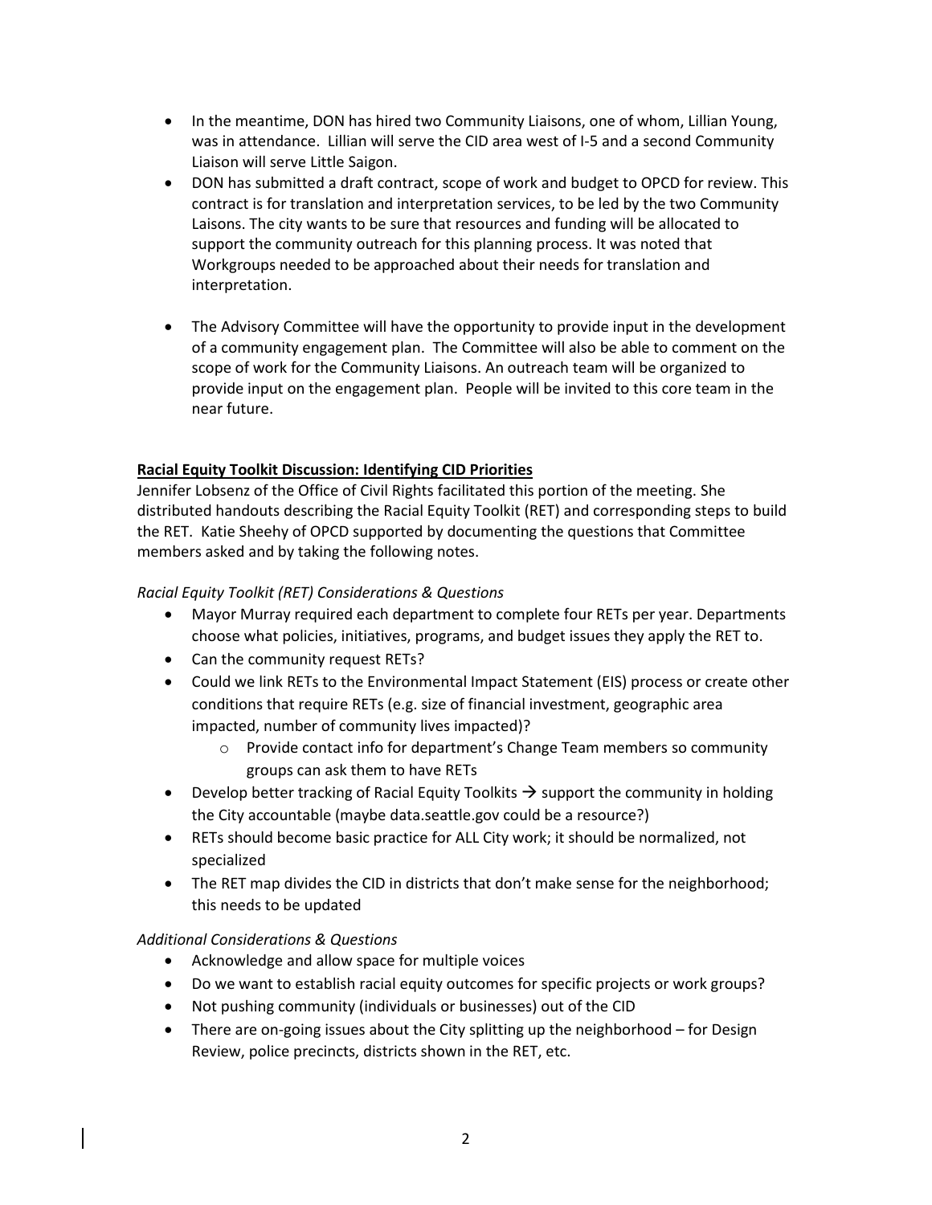- In the meantime, DON has hired two Community Liaisons, one of whom, Lillian Young, was in attendance. Lillian will serve the CID area west of I-5 and a second Community Liaison will serve Little Saigon.
- DON has submitted a draft contract, scope of work and budget to OPCD for review. This contract is for translation and interpretation services, to be led by the two Community Laisons. The city wants to be sure that resources and funding will be allocated to support the community outreach for this planning process. It was noted that Workgroups needed to be approached about their needs for translation and interpretation.

- The Advisory Committee will have the opportunity to provide input in the development of a community engagement plan. The Committee will also be able to comment on the scope of work for the Community Liaisons. An outreach team will be organized to provide input on the engagement plan. People will be invited to this core team in the near future.

**Racial Equity Toolkit Discussion: Identifying CID Priorities**

Jennifer Lobsenz of the Office of Civil Rights facilitated this portion of the meeting. She distributed handouts describing the Racial Equity Toolkit (RET) and corresponding steps to build the RET. Katie Sheehy of OPCD supported by documenting the questions that Committee members asked and by taking the following notes.

*Racial Equity Toolkit (RET) Considerations & Questions*

- Mayor Murray required each department to complete four RETs per year. Departments choose what policies, initiatives, programs, and budget issues they apply the RET to.
- Can the community request RETs?
- Could we link RETs to the Environmental Impact Statement (EIS) process or create other conditions that require RETs (e.g. size of financial investment, geographic area impacted, number of community lives impacted)?
    - Provide contact info for department's Change Team members so community groups can ask them to have RETs
- Develop better tracking of Racial Equity Toolkits → support the community in holding the City accountable (maybe data.seattle.gov could be a resource?)
- RETs should become basic practice for ALL City work; it should be normalized, not specialized
- The RET map divides the CID in districts that don't make sense for the neighborhood; this needs to be updated

*Additional Considerations & Questions*

- Acknowledge and allow space for multiple voices
- Do we want to establish racial equity outcomes for specific projects or work groups?
- Not pushing community (individuals or businesses) out of the CID
- There are on-going issues about the City splitting up the neighborhood – for Design Review, police precincts, districts shown in the RET, etc.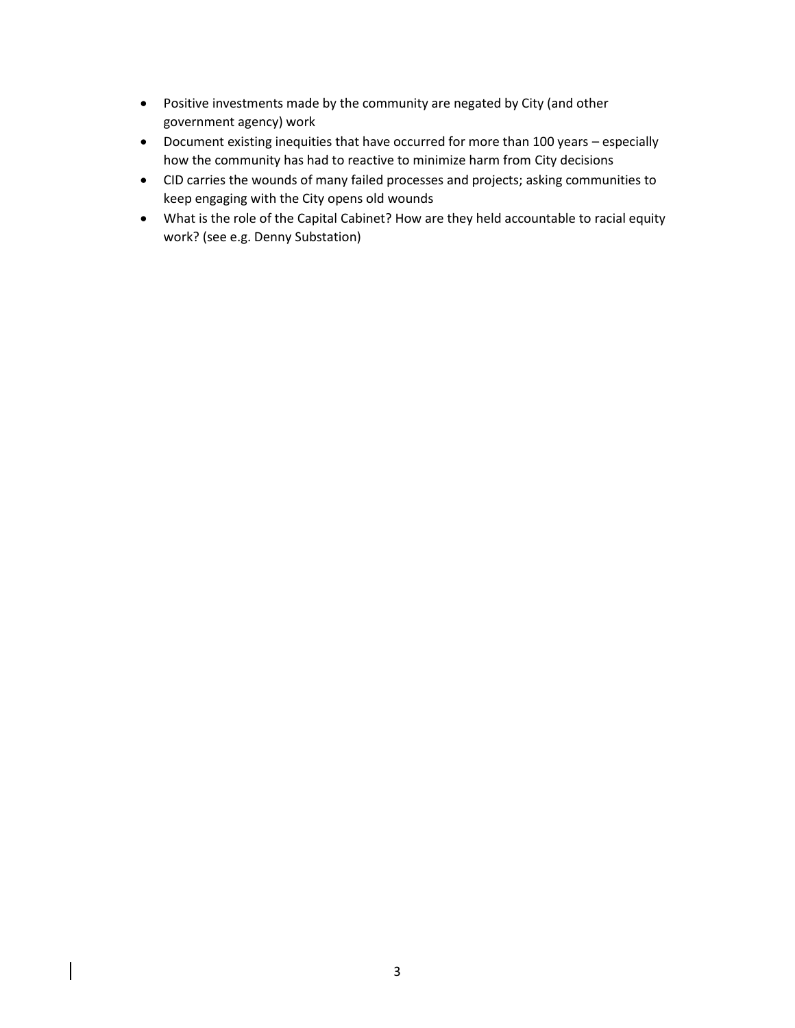- Positive investments made by the community are negated by City (and other government agency) work
- Document existing inequities that have occurred for more than 100 years – especially how the community has had to reactive to minimize harm from City decisions
- CID carries the wounds of many failed processes and projects; asking communities to keep engaging with the City opens old wounds
- What is the role of the Capital Cabinet? How are they held accountable to racial equity work? (see e.g. Denny Substation)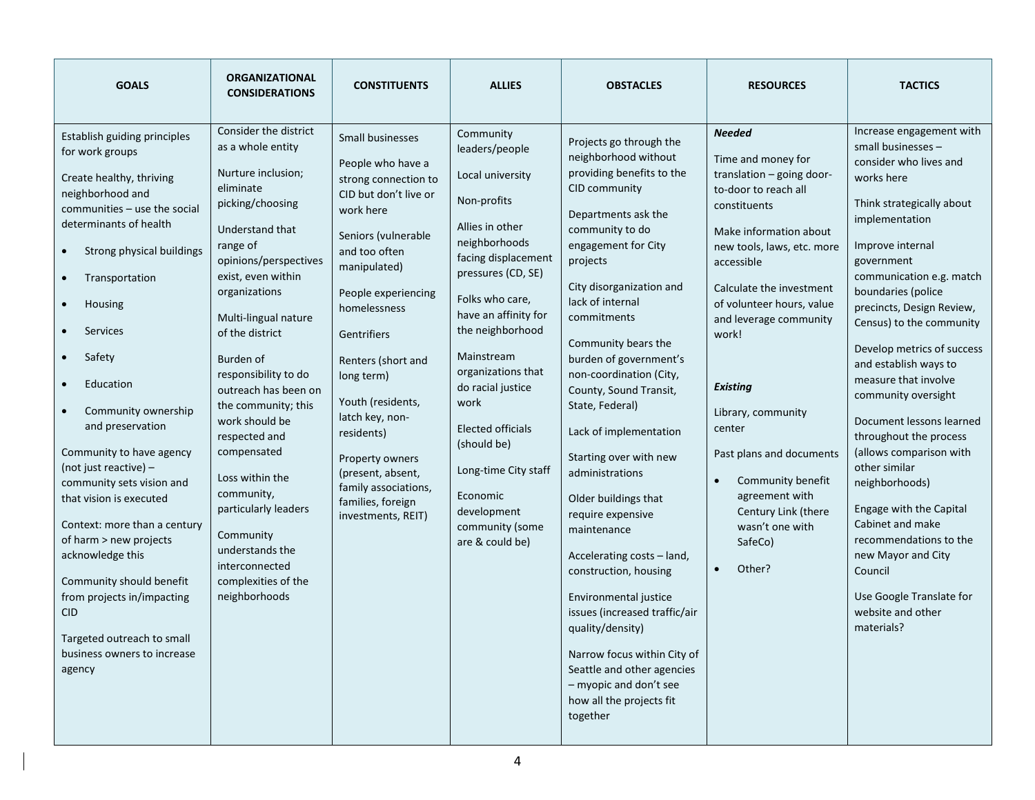| GOALS | ORGANIZATIONAL CONSIDERATIONS | CONSTITUENTS | ALLIES | OBSTACLES | RESOURCES | TACTICS |
|---|---|---|---|---|---|---|
| Establish guiding principles for work groups<br><br>Create healthy, thriving neighborhood and communities – use the social determinants of health<br>• Strong physical buildings<br>• Transportation<br>• Housing<br>• Services<br>• Safety<br>• Education<br>• Community ownership and preservation<br><br>Community to have agency (not just reactive) – community sets vision and that vision is executed<br><br>Context: more than a century of harm > new projects acknowledge this<br><br>Community should benefit from projects in/impacting CID<br><br>Targeted outreach to small business owners to increase agency | Consider the district as a whole entity<br><br>Nurture inclusion; eliminate picking/choosing<br><br>Understand that range of opinions/perspectives exist, even within organizations<br><br>Multi-lingual nature of the district<br><br>Burden of responsibility to do outreach has been on the community; this work should be respected and compensated<br><br>Loss within the community, particularly leaders<br><br>Community understands the interconnected complexities of the neighborhoods | Small businesses<br><br>People who have a strong connection to CID but don't live or work here<br><br>Seniors (vulnerable and too often manipulated)<br><br>People experiencing homelessness<br><br>Gentrifiers<br><br>Renters (short and long term)<br><br>Youth (residents, latch key, non-residents)<br><br>Property owners (present, absent, family associations, families, foreign investments, REIT) | Community leaders/people<br><br>Local university<br><br>Non-profits<br><br>Allies in other neighborhoods facing displacement pressures (CD, SE)<br><br>Folks who care, have an affinity for the neighborhood<br><br>Mainstream organizations that do racial justice work<br><br>Elected officials (should be)<br><br>Long-time City staff<br><br>Economic development community (some are & could be) | Projects go through the neighborhood without providing benefits to the CID community<br><br>Departments ask the community to do engagement for City projects<br><br>City disorganization and lack of internal commitments<br><br>Community bears the burden of government's non-coordination (City, County, Sound Transit, State, Federal)<br><br>Lack of implementation<br><br>Starting over with new administrations<br><br>Older buildings that require expensive maintenance<br><br>Accelerating costs – land, construction, housing<br><br>Environmental justice issues (increased traffic/air quality/density)<br><br>Narrow focus within City of Seattle and other agencies – myopic and don't see how all the projects fit together | ***Needed***<br><br>Time and money for translation – going door-to-door to reach all constituents<br><br>Make information about new tools, laws, etc. more accessible<br><br>Calculate the investment of volunteer hours, value and leverage community work!<br><br>***Existing***<br><br>Library, community center<br><br>Past plans and documents<br>• Community benefit agreement with Century Link (there wasn't one with SafeCo)<br>• Other? | Increase engagement with small businesses – consider who lives and works here<br><br>Think strategically about implementation<br><br>Improve internal government communication e.g. match boundaries (police precincts, Design Review, Census) to the community<br><br>Develop metrics of success and establish ways to measure that involve community oversight<br><br>Document lessons learned throughout the process (allows comparison with other similar neighborhoods)<br><br>Engage with the Capital Cabinet and make recommendations to the new Mayor and City Council<br><br>Use Google Translate for website and other materials? |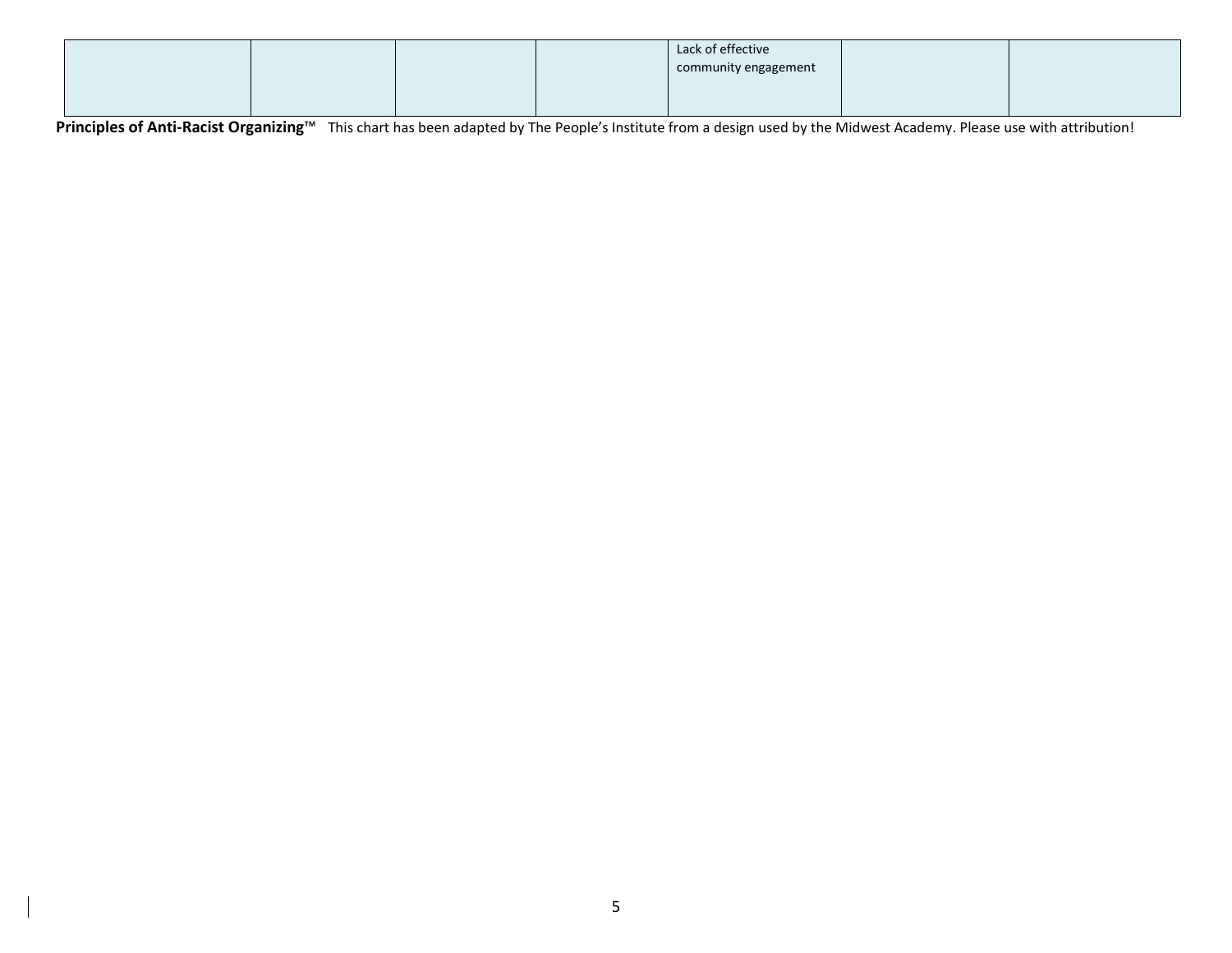| | | | | | | |
|---|---|---|---|---|---|---|
| | | | | Lack of effective community engagement | | |

**Principles of Anti-Racist Organizing**™ This chart has been adapted by The People's Institute from a design used by the Midwest Academy. Please use with attribution!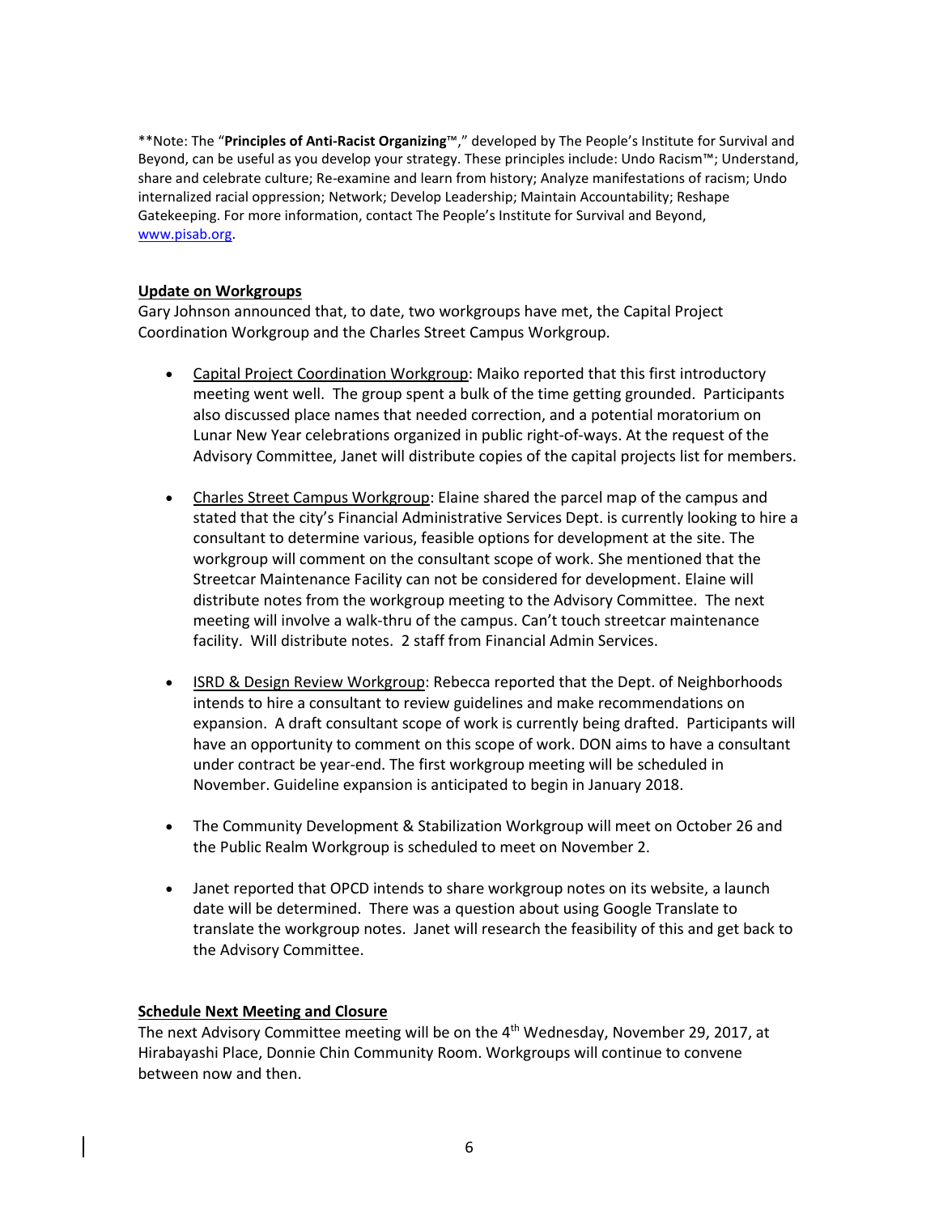**Note: The "**Principles of Anti-Racist Organizing**™," developed by The People's Institute for Survival and Beyond, can be useful as you develop your strategy. These principles include: Undo Racism™; Understand, share and celebrate culture; Re-examine and learn from history; Analyze manifestations of racism; Undo internalized racial oppression; Network; Develop Leadership; Maintain Accountability; Reshape Gatekeeping. For more information, contact The People's Institute for Survival and Beyond, www.pisab.org.

**Update on Workgroups**

Gary Johnson announced that, to date, two workgroups have met, the Capital Project Coordination Workgroup and the Charles Street Campus Workgroup.

- Capital Project Coordination Workgroup: Maiko reported that this first introductory meeting went well. The group spent a bulk of the time getting grounded. Participants also discussed place names that needed correction, and a potential moratorium on Lunar New Year celebrations organized in public right-of-ways. At the request of the Advisory Committee, Janet will distribute copies of the capital projects list for members.

- Charles Street Campus Workgroup: Elaine shared the parcel map of the campus and stated that the city's Financial Administrative Services Dept. is currently looking to hire a consultant to determine various, feasible options for development at the site. The workgroup will comment on the consultant scope of work. She mentioned that the Streetcar Maintenance Facility can not be considered for development. Elaine will distribute notes from the workgroup meeting to the Advisory Committee. The next meeting will involve a walk-thru of the campus. Can't touch streetcar maintenance facility. Will distribute notes. 2 staff from Financial Admin Services.

- ISRD & Design Review Workgroup: Rebecca reported that the Dept. of Neighborhoods intends to hire a consultant to review guidelines and make recommendations on expansion. A draft consultant scope of work is currently being drafted. Participants will have an opportunity to comment on this scope of work. DON aims to have a consultant under contract be year-end. The first workgroup meeting will be scheduled in November. Guideline expansion is anticipated to begin in January 2018.

- The Community Development & Stabilization Workgroup will meet on October 26 and the Public Realm Workgroup is scheduled to meet on November 2.

- Janet reported that OPCD intends to share workgroup notes on its website, a launch date will be determined. There was a question about using Google Translate to translate the workgroup notes. Janet will research the feasibility of this and get back to the Advisory Committee.

**Schedule Next Meeting and Closure**

The next Advisory Committee meeting will be on the 4th Wednesday, November 29, 2017, at Hirabayashi Place, Donnie Chin Community Room. Workgroups will continue to convene between now and then.